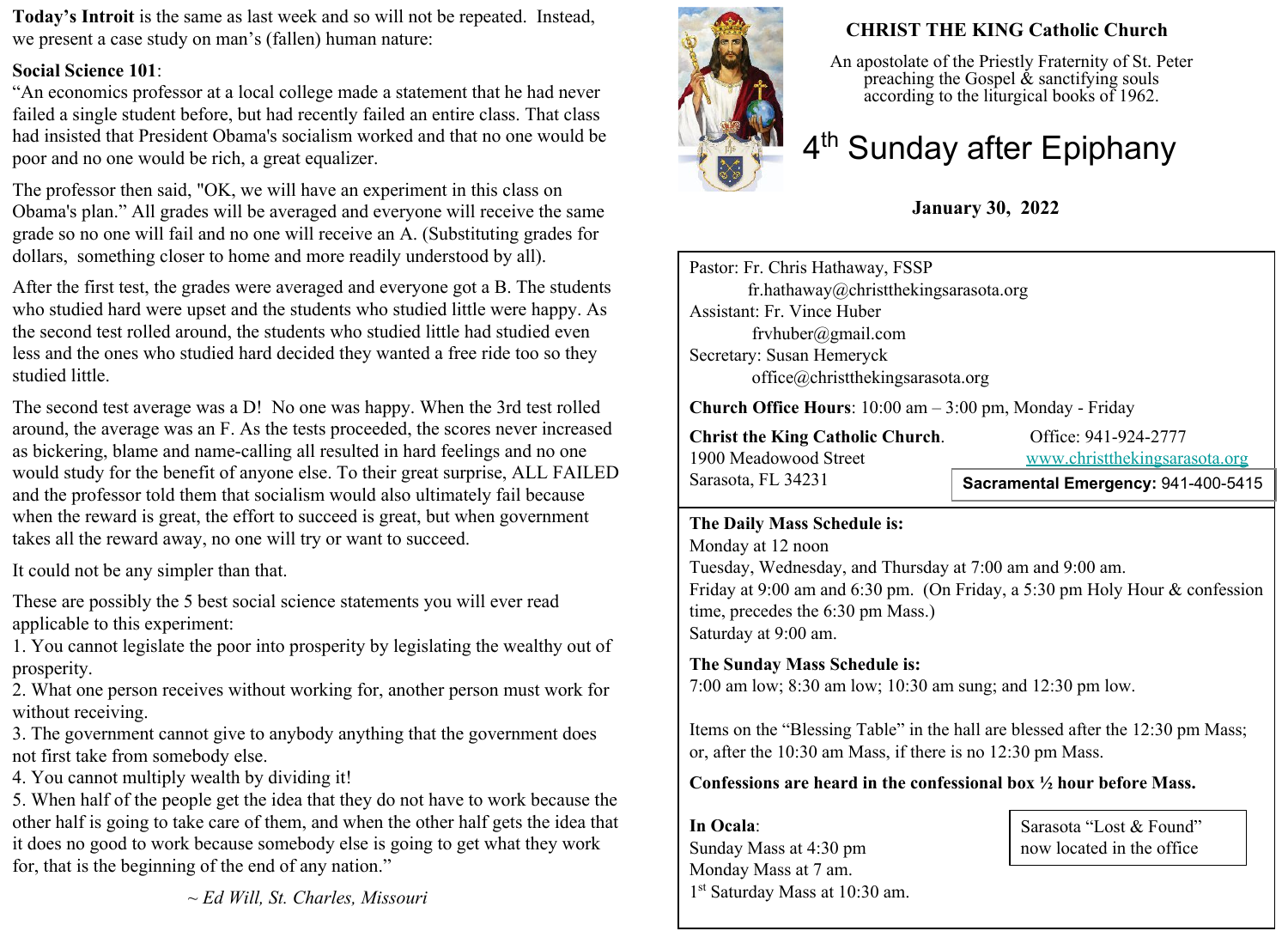**Today's Introit** is the same as last week and so will not be repeated. Instead, we present a case study on man's (fallen) human nature:

**Social Science 101**:

"An economics professor at a local college made a statement that he had never failed a single student before, but had recently failed an entire class. That class had insisted that President Obama's socialism worked and that no one would be poor and no one would be rich, a great equalizer.

The professor then said, "OK, we will have an experiment in this class on Obama's plan." All grades will be averaged and everyone will receive the same grade so no one will fail and no one will receive an A. (Substituting grades for dollars, something closer to home and more readily understood by all).

After the first test, the grades were averaged and everyone got a B. The students who studied hard were upset and the students who studied little were happy. As the second test rolled around, the students who studied little had studied even less and the ones who studied hard decided they wanted a free ride too so they studied little.

The second test average was a D! No one was happy. When the 3rd test rolled around, the average was an F. As the tests proceeded, the scores never increased as bickering, blame and name-calling all resulted in hard feelings and no one would study for the benefit of anyone else. To their great surprise, ALL FAILED and the professor told them that socialism would also ultimately fail because when the reward is great, the effort to succeed is great, but when government takes all the reward away, no one will try or want to succeed.

It could not be any simpler than that.

These are possibly the 5 best social science statements you will ever read applicable to this experiment:

1. You cannot legislate the poor into prosperity by legislating the wealthy out of prosperity.
2. What one person receives without working for, another person must work for without receiving.
3. The government cannot give to anybody anything that the government does not first take from somebody else.
4. You cannot multiply wealth by dividing it!
5. When half of the people get the idea that they do not have to work because the other half is going to take care of them, and when the other half gets the idea that it does no good to work because somebody else is going to get what they work for, that is the beginning of the end of any nation."

*~ Ed Will, St. Charles, Missouri*

# CHRIST THE KING Catholic Church

An apostolate of the Priestly Fraternity of St. Peter preaching the Gospel & sanctifying souls according to the liturgical books of 1962.

## 4th Sunday after Epiphany

**January 30, 2022**

Pastor: Fr. Chris Hathaway, FSSP
fr.hathaway@christthekingsarasota.org
Assistant: Fr. Vince Huber
frvhuber@gmail.com
Secretary: Susan Hemeryck
office@christthekingsarasota.org

**Church Office Hours**: 10:00 am – 3:00 pm, Monday - Friday

**Christ the King Catholic Church**.
1900 Meadowood Street
Sarasota, FL 34231

Office: 941-924-2777
www.christthekingsarasota.org

**Sacramental Emergency:** 941-400-5415

**The Daily Mass Schedule is:**
Monday at 12 noon
Tuesday, Wednesday, and Thursday at 7:00 am and 9:00 am.
Friday at 9:00 am and 6:30 pm. (On Friday, a 5:30 pm Holy Hour & confession time, precedes the 6:30 pm Mass.)
Saturday at 9:00 am.

**The Sunday Mass Schedule is:**
7:00 am low; 8:30 am low; 10:30 am sung; and 12:30 pm low.

Items on the "Blessing Table" in the hall are blessed after the 12:30 pm Mass; or, after the 10:30 am Mass, if there is no 12:30 pm Mass.

**Confessions are heard in the confessional box ½ hour before Mass.**

**In Ocala**:
Sunday Mass at 4:30 pm
Monday Mass at 7 am.
1st Saturday Mass at 10:30 am.

Sarasota "Lost & Found" now located in the office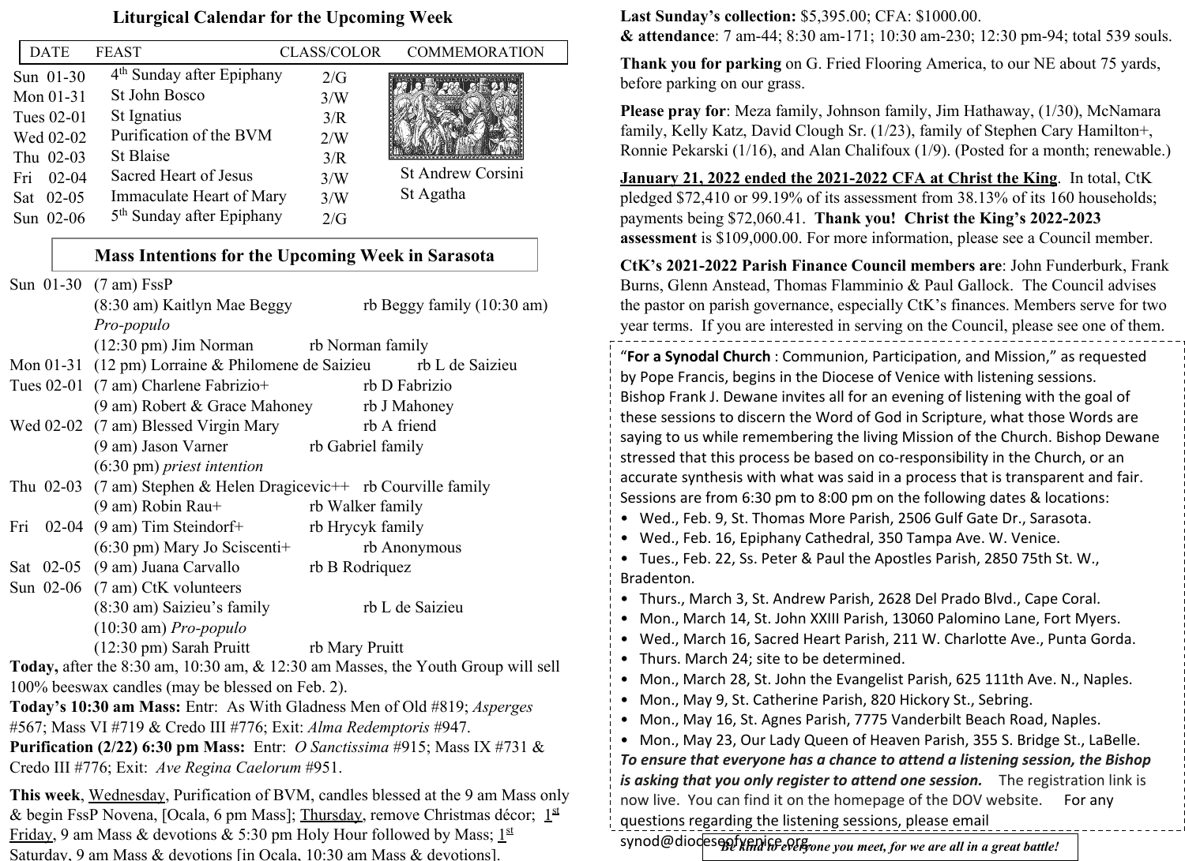## Liturgical Calendar for the Upcoming Week

| DATE | FEAST | CLASS/COLOR | COMMEMORATION |
|---|---|---|---|
| Sun 01-30 | 4th Sunday after Epiphany | 2/G | |
| Mon 01-31 | St John Bosco | 3/W | |
| Tues 02-01 | St Ignatius | 3/R | |
| Wed 02-02 | Purification of the BVM | 2/W | |
| Thu 02-03 | St Blaise | 3/R | |
| Fri 02-04 | Sacred Heart of Jesus | 3/W | St Andrew Corsini |
| Sat 02-05 | Immaculate Heart of Mary | 3/W | St Agatha |
| Sun 02-06 | 5th Sunday after Epiphany | 2/G | |

## Mass Intentions for the Upcoming Week in Sarasota

Sun 01-30 (7 am) FssP
(8:30 am) Kaitlyn Mae Beggy rb Beggy family (10:30 am) *Pro-populo*
(12:30 pm) Jim Norman rb Norman family

Mon 01-31 (12 pm) Lorraine & Philomene de Saizieu rb L de Saizieu

Tues 02-01 (7 am) Charlene Fabrizio+ rb D Fabrizio
(9 am) Robert & Grace Mahoney rb J Mahoney

Wed 02-02 (7 am) Blessed Virgin Mary rb A friend
(9 am) Jason Varner rb Gabriel family
(6:30 pm) *priest intention*

Thu 02-03 (7 am) Stephen & Helen Dragicevic++ rb Courville family
(9 am) Robin Rau+ rb Walker family

Fri 02-04 (9 am) Tim Steindorf+ rb Hrycyk family
(6:30 pm) Mary Jo Sciscenti+ rb Anonymous

Sat 02-05 (9 am) Juana Carvallo rb B Rodriquez

Sun 02-06 (7 am) CtK volunteers
(8:30 am) Saizieu's family rb L de Saizieu
(10:30 am) *Pro-populo*
(12:30 pm) Sarah Pruitt rb Mary Pruitt

**Today,** after the 8:30 am, 10:30 am, & 12:30 am Masses, the Youth Group will sell 100% beeswax candles (may be blessed on Feb. 2).

**Today's 10:30 am Mass:** Entr: As With Gladness Men of Old #819; *Asperges* #567; Mass VI #719 & Credo III #776; Exit: *Alma Redemptoris* #947.

**Purification (2/22) 6:30 pm Mass:** Entr: *O Sanctissima* #915; Mass IX #731 & Credo III #776; Exit: *Ave Regina Caelorum* #951.

**This week**, Wednesday, Purification of BVM, candles blessed at the 9 am Mass only & begin FssP Novena, [Ocala, 6 pm Mass]; Thursday, remove Christmas décor; 1st Friday, 9 am Mass & devotions & 5:30 pm Holy Hour followed by Mass; 1st Saturday, 9 am Mass & devotions [in Ocala, 10:30 am Mass & devotions].

**Last Sunday's collection:** $5,395.00; CFA: $1000.00.
**& attendance**: 7 am-44; 8:30 am-171; 10:30 am-230; 12:30 pm-94; total 539 souls.

**Thank you for parking** on G. Fried Flooring America, to our NE about 75 yards, before parking on our grass.

**Please pray for**: Meza family, Johnson family, Jim Hathaway, (1/30), McNamara family, Kelly Katz, David Clough Sr. (1/23), family of Stephen Cary Hamilton+, Ronnie Pekarski (1/16), and Alan Chalifoux (1/9). (Posted for a month; renewable.)

**January 21, 2022 ended the 2021-2022 CFA at Christ the King**. In total, CtK pledged $72,410 or 99.19% of its assessment from 38.13% of its 160 households; payments being $72,060.41. **Thank you! Christ the King's 2022-2023 assessment** is $109,000.00. For more information, please see a Council member.

**CtK's 2021-2022 Parish Finance Council members are**: John Funderburk, Frank Burns, Glenn Anstead, Thomas Flamminio & Paul Gallock. The Council advises the pastor on parish governance, especially CtK's finances. Members serve for two year terms. If you are interested in serving on the Council, please see one of them.

"**For a Synodal Church** : Communion, Participation, and Mission," as requested by Pope Francis, begins in the Diocese of Venice with listening sessions. Bishop Frank J. Dewane invites all for an evening of listening with the goal of these sessions to discern the Word of God in Scripture, what those Words are saying to us while remembering the living Mission of the Church. Bishop Dewane stressed that this process be based on co-responsibility in the Church, or an accurate synthesis with what was said in a process that is transparent and fair. Sessions are from 6:30 pm to 8:00 pm on the following dates & locations:

- Wed., Feb. 9, St. Thomas More Parish, 2506 Gulf Gate Dr., Sarasota.
- Wed., Feb. 16, Epiphany Cathedral, 350 Tampa Ave. W. Venice.
- Tues., Feb. 22, Ss. Peter & Paul the Apostles Parish, 2850 75th St. W., Bradenton.
- Thurs., March 3, St. Andrew Parish, 2628 Del Prado Blvd., Cape Coral.
- Mon., March 14, St. John XXIII Parish, 13060 Palomino Lane, Fort Myers.
- Wed., March 16, Sacred Heart Parish, 211 W. Charlotte Ave., Punta Gorda.
- Thurs. March 24; site to be determined.
- Mon., March 28, St. John the Evangelist Parish, 625 111th Ave. N., Naples.
- Mon., May 9, St. Catherine Parish, 820 Hickory St., Sebring.
- Mon., May 16, St. Agnes Parish, 7775 Vanderbilt Beach Road, Naples.
- Mon., May 23, Our Lady Queen of Heaven Parish, 355 S. Bridge St., LaBelle.

***To ensure that everyone has a chance to attend a listening session, the Bishop is asking that you only register to attend one session.*** The registration link is now live. You can find it on the homepage of the DOV website. For any questions regarding the listening sessions, please email synod@dioceseofvenice.org.

***Be kind to everyone you meet, for we are all in a great battle!***